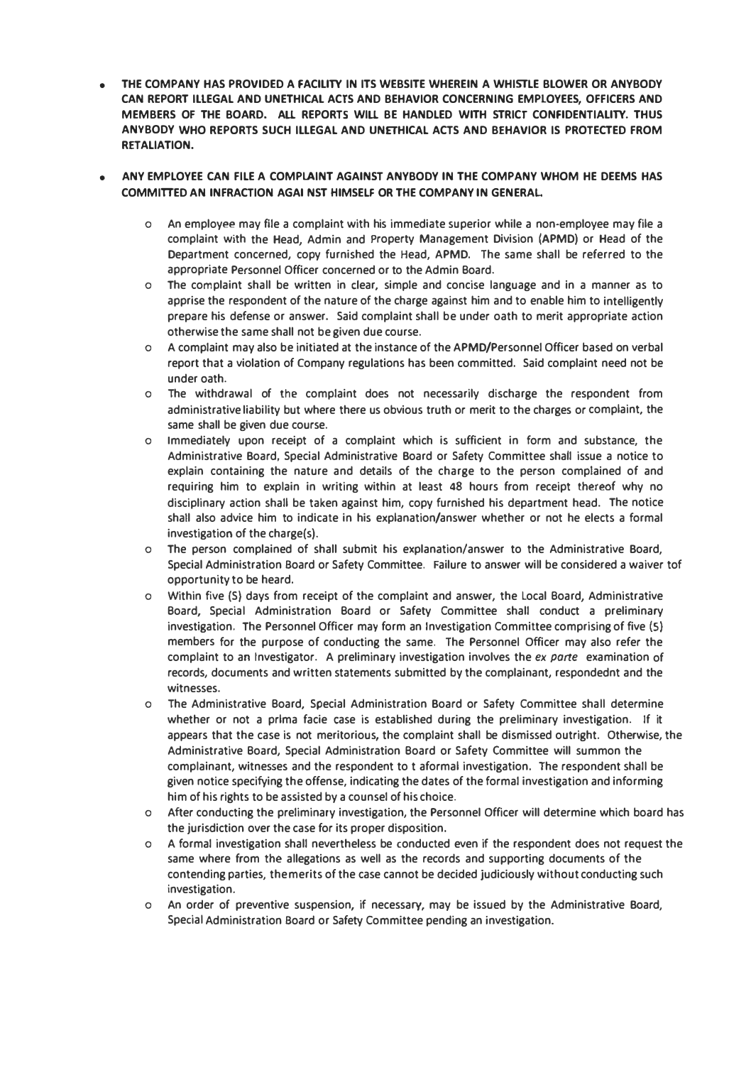- **THE COMPANY HAS PROVIDED A FACILITY IN ITS WEBSITE WHEREIN A WHISTLE BLOWER OR ANYBODY CAN REPORT ILLEGAL AND UNETHICAL ACTS AND BEHAVIOR CONCERNING EMPLOYEES, OFFICERS AND MEMBERS OF THE BOARD. ALL REPORTS WILL BE HANDLED WITH STRICT CONFIDENTIALITY. THUS ANYBODY WHO REPORTS SUCH ILLEGAL AND UNETHICAL ACTS AND BEHAVIOR IS PROTECTED FROM RETALIATION.**

- **ANY EMPLOYEE CAN FILE A COMPLAINT AGAINST ANYBODY IN THE COMPANY WHOM HE DEEMS HAS COMMITTED AN INFRACTION AGAI NST HIMSELF OR THE COMPANY IN GENERAL.**

  - An employee may file a complaint with his immediate superior while a non-employee may file a complaint with the Head, Admin and Property Management Division (APMD) or Head of the Department concerned, copy furnished the Head, APMD. The same shall be referred to the appropriate Personnel Officer concerned or to the Admin Board.
  - The complaint shall be written in clear, simple and concise language and in a manner as to apprise the respondent of the nature of the charge against him and to enable him to intelligently prepare his defense or answer. Said complaint shall be under oath to merit appropriate action otherwise the same shall not be given due course.
  - A complaint may also be initiated at the instance of the APMD/Personnel Officer based on verbal report that a violation of Company regulations has been committed. Said complaint need not be under oath.
  - The withdrawal of the complaint does not necessarily discharge the respondent from administrative liability but where there us obvious truth or merit to the charges or complaint, the same shall be given due course.
  - Immediately upon receipt of a complaint which is sufficient in form and substance, the Administrative Board, Special Administrative Board or Safety Committee shall issue a notice to explain containing the nature and details of the charge to the person complained of and requiring him to explain in writing within at least 48 hours from receipt thereof why no disciplinary action shall be taken against him, copy furnished his department head. The notice shall also advice him to indicate in his explanation/answer whether or not he elects a formal investigation of the charge(s).
  - The person complained of shall submit his explanation/answer to the Administrative Board, Special Administration Board or Safety Committee. Failure to answer will be considered a waiver tof opportunity to be heard.
  - Within five (5) days from receipt of the complaint and answer, the Local Board, Administrative Board, Special Administration Board or Safety Committee shall conduct a preliminary investigation. The Personnel Officer may form an Investigation Committee comprising of five (5) members for the purpose of conducting the same. The Personnel Officer may also refer the complaint to an Investigator. A preliminary investigation involves the *ex parte* examination of records, documents and written statements submitted by the complainant, respondednt and the witnesses.
  - The Administrative Board, Special Administration Board or Safety Committee shall determine whether or not a prima facie case is established during the preliminary investigation. If it appears that the case is not meritorious, the complaint shall be dismissed outright. Otherwise, the Administrative Board, Special Administration Board or Safety Committee will summon the complainant, witnesses and the respondent to t aformal investigation. The respondent shall be given notice specifying the offense, indicating the dates of the formal investigation and informing him of his rights to be assisted by a counsel of his choice.
  - After conducting the preliminary investigation, the Personnel Officer will determine which board has the jurisdiction over the case for its proper disposition.
  - A formal investigation shall nevertheless be conducted even if the respondent does not request the same where from the allegations as well as the records and supporting documents of the contending parties, themerits of the case cannot be decided judiciously without conducting such investigation.
  - An order of preventive suspension, if necessary, may be issued by the Administrative Board, Special Administration Board or Safety Committee pending an investigation.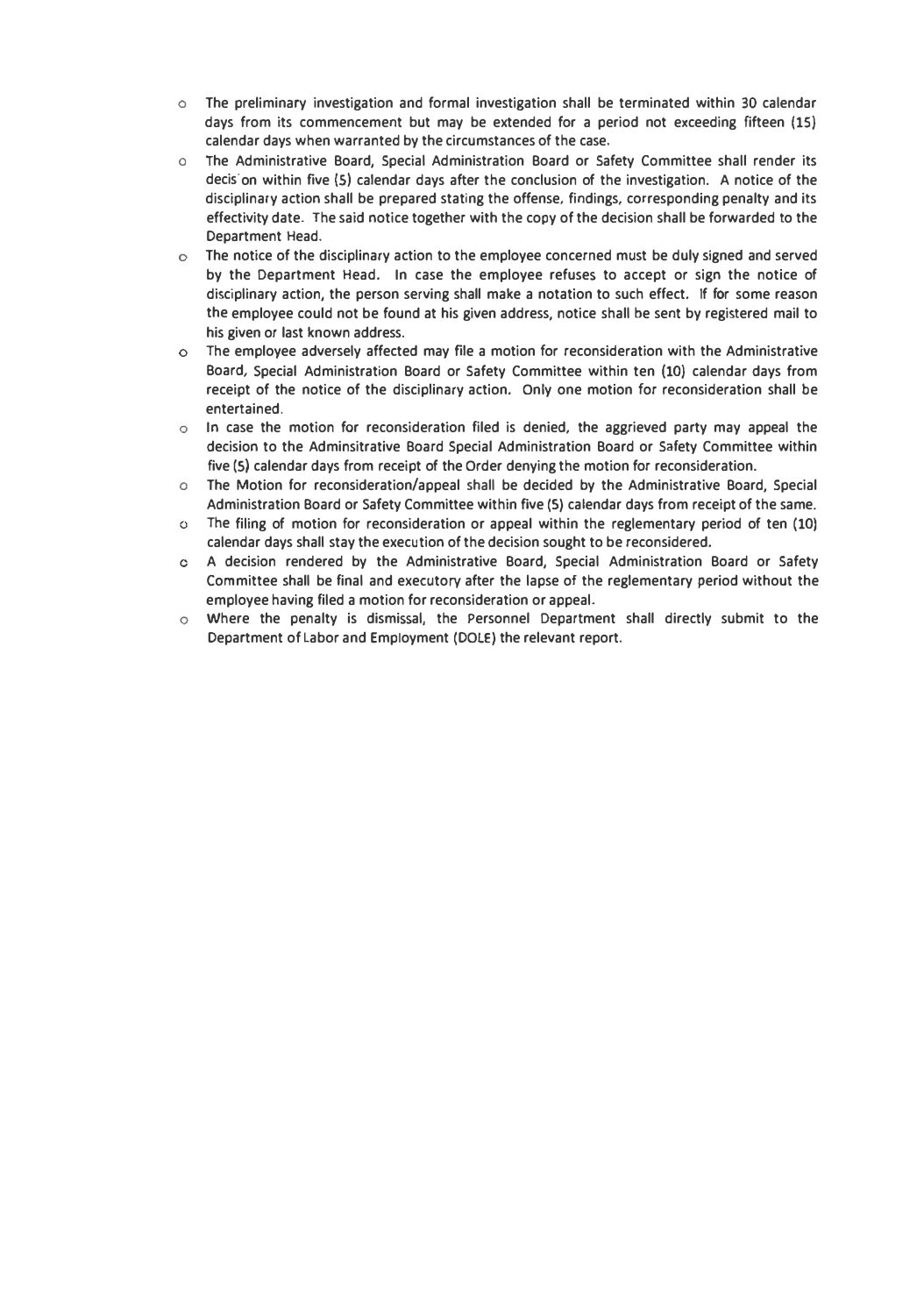- The preliminary investigation and formal investigation shall be terminated within 30 calendar days from its commencement but may be extended for a period not exceeding fifteen (15) calendar days when warranted by the circumstances of the case.
- The Administrative Board, Special Administration Board or Safety Committee shall render its decision within five (5) calendar days after the conclusion of the investigation. A notice of the disciplinary action shall be prepared stating the offense, findings, corresponding penalty and its effectivity date. The said notice together with the copy of the decision shall be forwarded to the Department Head.
- The notice of the disciplinary action to the employee concerned must be duly signed and served by the Department Head. In case the employee refuses to accept or sign the notice of disciplinary action, the person serving shall make a notation to such effect. If for some reason the employee could not be found at his given address, notice shall be sent by registered mail to his given or last known address.
- The employee adversely affected may file a motion for reconsideration with the Administrative Board, Special Administration Board or Safety Committee within ten (10) calendar days from receipt of the notice of the disciplinary action. Only one motion for reconsideration shall be entertained.
- In case the motion for reconsideration filed is denied, the aggrieved party may appeal the decision to the Adminsitrative Board Special Administration Board or Safety Committee within five (5) calendar days from receipt of the Order denying the motion for reconsideration.
- The Motion for reconsideration/appeal shall be decided by the Administrative Board, Special Administration Board or Safety Committee within five (5) calendar days from receipt of the same.
- The filing of motion for reconsideration or appeal within the reglementary period of ten (10) calendar days shall stay the execution of the decision sought to be reconsidered.
- A decision rendered by the Administrative Board, Special Administration Board or Safety Committee shall be final and executory after the lapse of the reglementary period without the employee having filed a motion for reconsideration or appeal.
- Where the penalty is dismissal, the Personnel Department shall directly submit to the Department of Labor and Employment (DOLE) the relevant report.